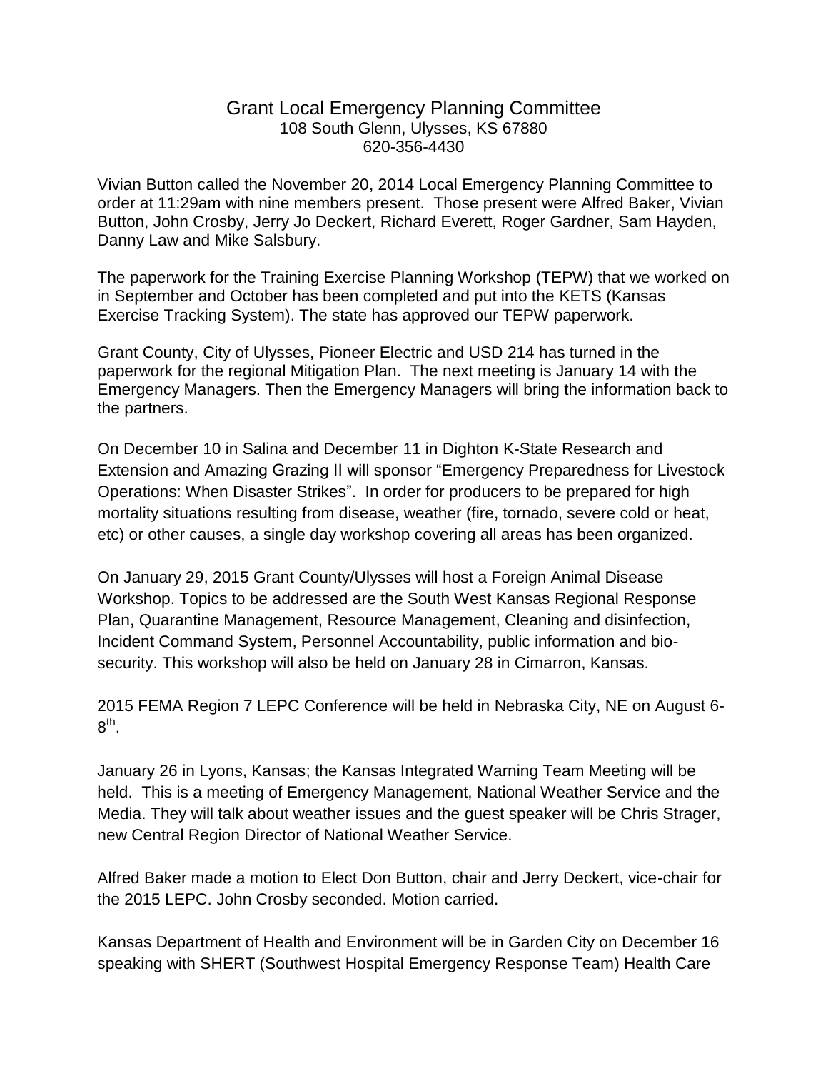# Grant Local Emergency Planning Committee

108 South Glenn, Ulysses, KS 67880
620-356-4430

Vivian Button called the November 20, 2014 Local Emergency Planning Committee to order at 11:29am with nine members present. Those present were Alfred Baker, Vivian Button, John Crosby, Jerry Jo Deckert, Richard Everett, Roger Gardner, Sam Hayden, Danny Law and Mike Salsbury.

The paperwork for the Training Exercise Planning Workshop (TEPW) that we worked on in September and October has been completed and put into the KETS (Kansas Exercise Tracking System). The state has approved our TEPW paperwork.

Grant County, City of Ulysses, Pioneer Electric and USD 214 has turned in the paperwork for the regional Mitigation Plan. The next meeting is January 14 with the Emergency Managers. Then the Emergency Managers will bring the information back to the partners.

On December 10 in Salina and December 11 in Dighton K-State Research and Extension and Amazing Grazing II will sponsor "Emergency Preparedness for Livestock Operations: When Disaster Strikes". In order for producers to be prepared for high mortality situations resulting from disease, weather (fire, tornado, severe cold or heat, etc) or other causes, a single day workshop covering all areas has been organized.

On January 29, 2015 Grant County/Ulysses will host a Foreign Animal Disease Workshop. Topics to be addressed are the South West Kansas Regional Response Plan, Quarantine Management, Resource Management, Cleaning and disinfection, Incident Command System, Personnel Accountability, public information and bio-security. This workshop will also be held on January 28 in Cimarron, Kansas.

2015 FEMA Region 7 LEPC Conference will be held in Nebraska City, NE on August 6-8th.

January 26 in Lyons, Kansas; the Kansas Integrated Warning Team Meeting will be held. This is a meeting of Emergency Management, National Weather Service and the Media. They will talk about weather issues and the guest speaker will be Chris Strager, new Central Region Director of National Weather Service.

Alfred Baker made a motion to Elect Don Button, chair and Jerry Deckert, vice-chair for the 2015 LEPC. John Crosby seconded. Motion carried.

Kansas Department of Health and Environment will be in Garden City on December 16 speaking with SHERT (Southwest Hospital Emergency Response Team) Health Care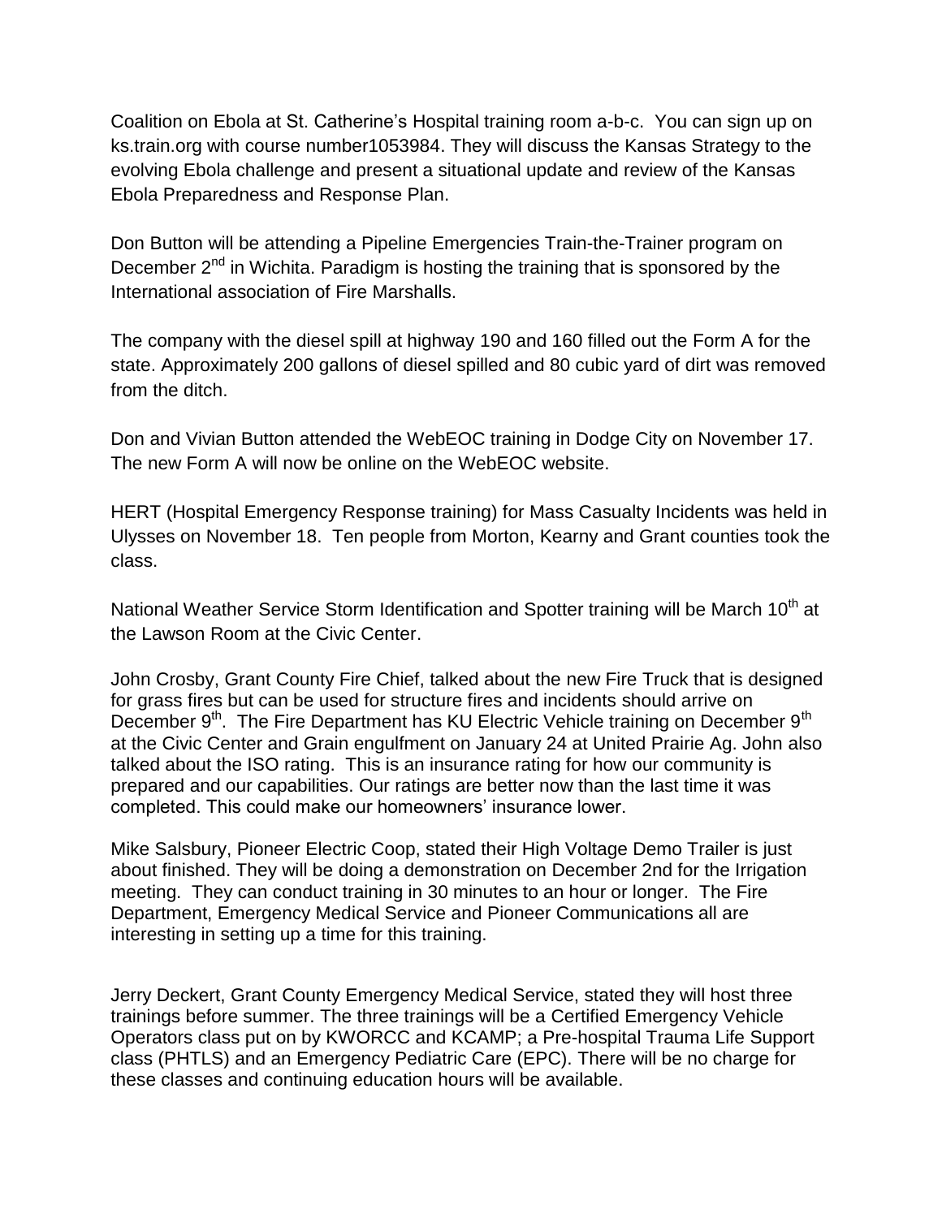Coalition on Ebola at St. Catherine's Hospital training room a-b-c. You can sign up on ks.train.org with course number1053984. They will discuss the Kansas Strategy to the evolving Ebola challenge and present a situational update and review of the Kansas Ebola Preparedness and Response Plan.

Don Button will be attending a Pipeline Emergencies Train-the-Trainer program on December 2nd in Wichita. Paradigm is hosting the training that is sponsored by the International association of Fire Marshalls.

The company with the diesel spill at highway 190 and 160 filled out the Form A for the state. Approximately 200 gallons of diesel spilled and 80 cubic yard of dirt was removed from the ditch.

Don and Vivian Button attended the WebEOC training in Dodge City on November 17. The new Form A will now be online on the WebEOC website.

HERT (Hospital Emergency Response training) for Mass Casualty Incidents was held in Ulysses on November 18. Ten people from Morton, Kearny and Grant counties took the class.

National Weather Service Storm Identification and Spotter training will be March 10th at the Lawson Room at the Civic Center.

John Crosby, Grant County Fire Chief, talked about the new Fire Truck that is designed for grass fires but can be used for structure fires and incidents should arrive on December 9th. The Fire Department has KU Electric Vehicle training on December 9th at the Civic Center and Grain engulfment on January 24 at United Prairie Ag. John also talked about the ISO rating. This is an insurance rating for how our community is prepared and our capabilities. Our ratings are better now than the last time it was completed. This could make our homeowners' insurance lower.

Mike Salsbury, Pioneer Electric Coop, stated their High Voltage Demo Trailer is just about finished. They will be doing a demonstration on December 2nd for the Irrigation meeting. They can conduct training in 30 minutes to an hour or longer. The Fire Department, Emergency Medical Service and Pioneer Communications all are interesting in setting up a time for this training.

Jerry Deckert, Grant County Emergency Medical Service, stated they will host three trainings before summer. The three trainings will be a Certified Emergency Vehicle Operators class put on by KWORCC and KCAMP; a Pre-hospital Trauma Life Support class (PHTLS) and an Emergency Pediatric Care (EPC). There will be no charge for these classes and continuing education hours will be available.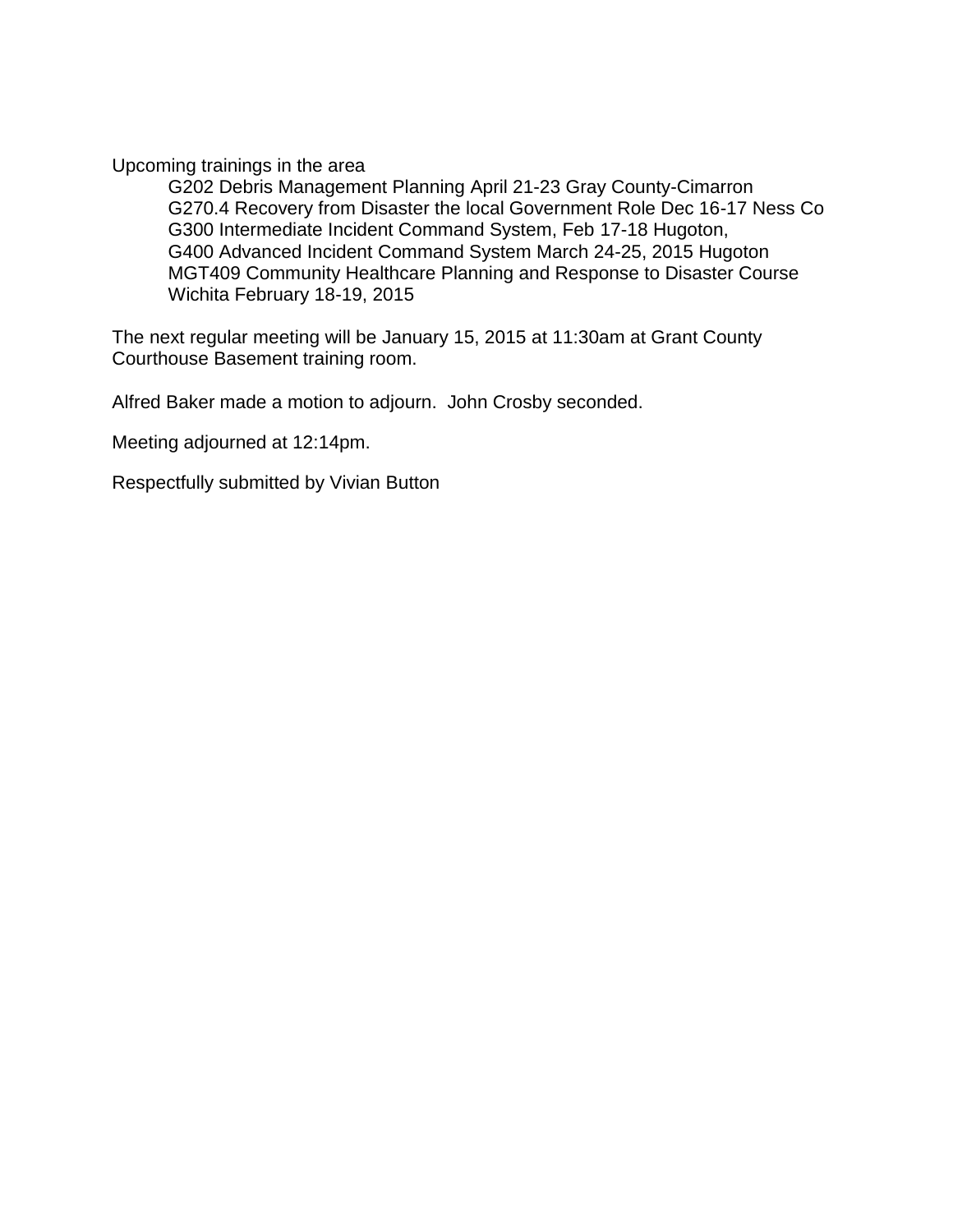Upcoming trainings in the area

- G202 Debris Management Planning April 21-23 Gray County-Cimarron
- G270.4 Recovery from Disaster the local Government Role Dec 16-17 Ness Co
- G300 Intermediate Incident Command System, Feb 17-18 Hugoton,
- G400 Advanced Incident Command System March 24-25, 2015 Hugoton
- MGT409 Community Healthcare Planning and Response to Disaster Course Wichita February 18-19, 2015

The next regular meeting will be January 15, 2015 at 11:30am at Grant County Courthouse Basement training room.

Alfred Baker made a motion to adjourn. John Crosby seconded.

Meeting adjourned at 12:14pm.

Respectfully submitted by Vivian Button